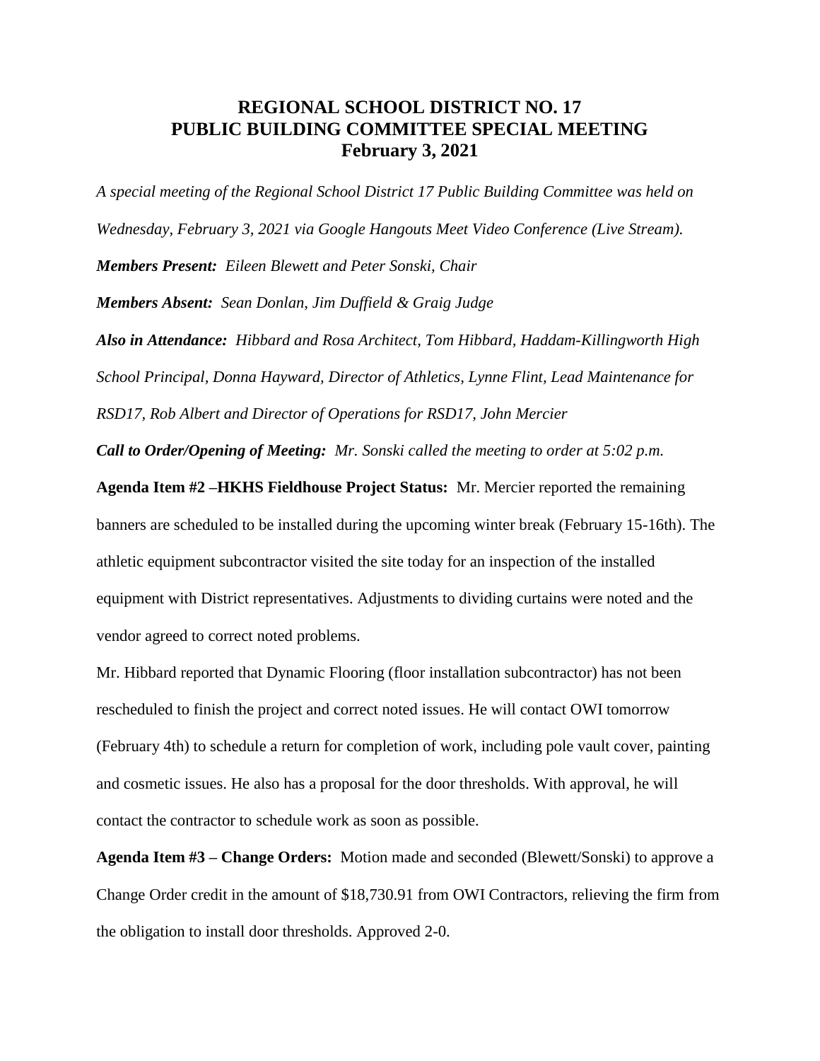# REGIONAL SCHOOL DISTRICT NO. 17
# PUBLIC BUILDING COMMITTEE SPECIAL MEETING
# February 3, 2021

*A special meeting of the Regional School District 17 Public Building Committee was held on Wednesday, February 3, 2021 via Google Hangouts Meet Video Conference (Live Stream).*

***Members Present:*** *Eileen Blewett and Peter Sonski, Chair*

***Members Absent:*** *Sean Donlan, Jim Duffield & Graig Judge*

***Also in Attendance:*** *Hibbard and Rosa Architect, Tom Hibbard, Haddam-Killingworth High School Principal, Donna Hayward, Director of Athletics, Lynne Flint, Lead Maintenance for RSD17, Rob Albert and Director of Operations for RSD17, John Mercier*

***Call to Order/Opening of Meeting:*** *Mr. Sonski called the meeting to order at 5:02 p.m.*

**Agenda Item #2 –HKHS Fieldhouse Project Status:** Mr. Mercier reported the remaining banners are scheduled to be installed during the upcoming winter break (February 15-16th). The athletic equipment subcontractor visited the site today for an inspection of the installed equipment with District representatives. Adjustments to dividing curtains were noted and the vendor agreed to correct noted problems.

Mr. Hibbard reported that Dynamic Flooring (floor installation subcontractor) has not been rescheduled to finish the project and correct noted issues. He will contact OWI tomorrow (February 4th) to schedule a return for completion of work, including pole vault cover, painting and cosmetic issues. He also has a proposal for the door thresholds. With approval, he will contact the contractor to schedule work as soon as possible.

**Agenda Item #3 – Change Orders:** Motion made and seconded (Blewett/Sonski) to approve a Change Order credit in the amount of $18,730.91 from OWI Contractors, relieving the firm from the obligation to install door thresholds. Approved 2-0.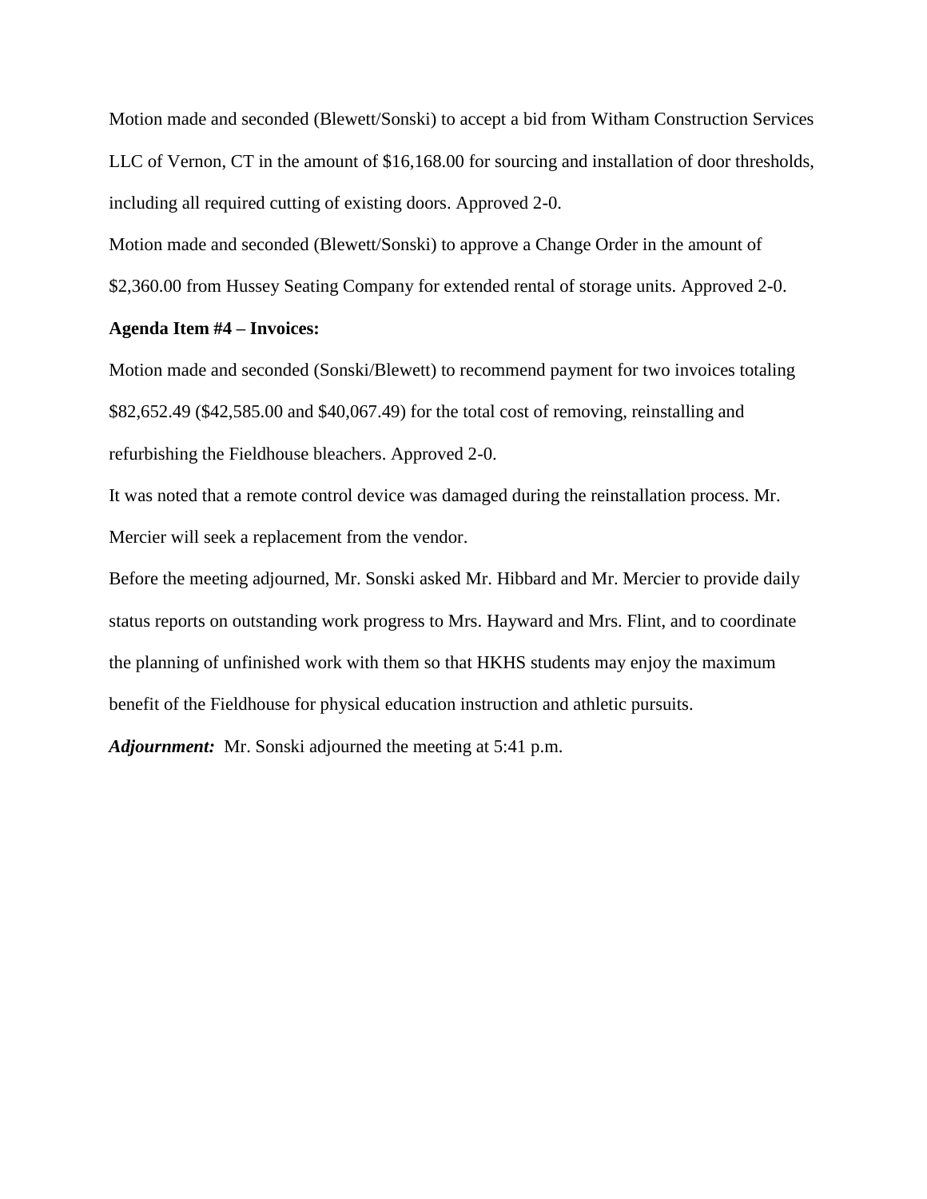Motion made and seconded (Blewett/Sonski) to accept a bid from Witham Construction Services LLC of Vernon, CT in the amount of $16,168.00 for sourcing and installation of door thresholds, including all required cutting of existing doors. Approved 2-0.

Motion made and seconded (Blewett/Sonski) to approve a Change Order in the amount of $2,360.00 from Hussey Seating Company for extended rental of storage units. Approved 2-0.

**Agenda Item #4 – Invoices:**

Motion made and seconded (Sonski/Blewett) to recommend payment for two invoices totaling $82,652.49 ($42,585.00 and $40,067.49) for the total cost of removing, reinstalling and refurbishing the Fieldhouse bleachers. Approved 2-0.

It was noted that a remote control device was damaged during the reinstallation process. Mr. Mercier will seek a replacement from the vendor.

Before the meeting adjourned, Mr. Sonski asked Mr. Hibbard and Mr. Mercier to provide daily status reports on outstanding work progress to Mrs. Hayward and Mrs. Flint, and to coordinate the planning of unfinished work with them so that HKHS students may enjoy the maximum benefit of the Fieldhouse for physical education instruction and athletic pursuits.

***Adjournment:*** Mr. Sonski adjourned the meeting at 5:41 p.m.